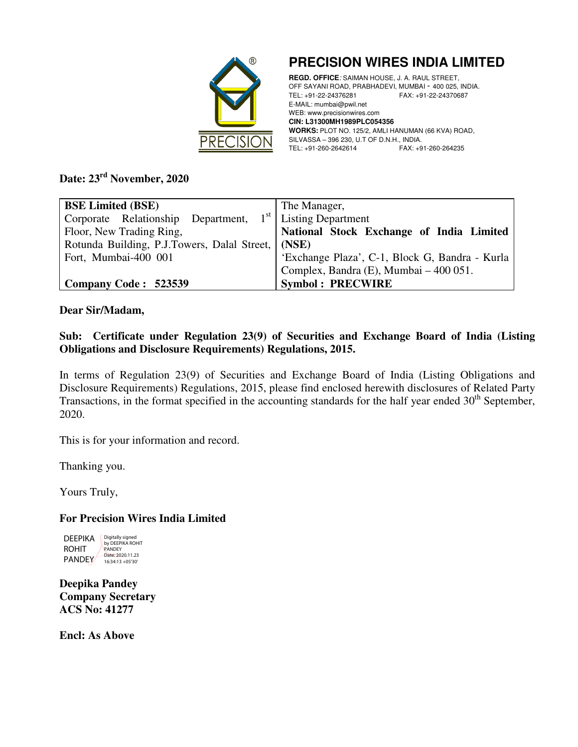# PRECISION WIRES INDIA LIMITED

**REGD. OFFICE**: SAIMAN HOUSE, J. A. RAUL STREET, OFF SAYANI ROAD, PRABHADEVI, MUMBAI - 400 025, INDIA.
TEL: +91-22-24376281 FAX: +91-22-24370687
E-MAIL: mumbai@pwil.net
WEB: www.precisionwires.com
**CIN: L31300MH1989PLC054356**
**WORKS:** PLOT NO. 125/2, AMLI HANUMAN (66 KVA) ROAD, SILVASSA – 396 230, U.T OF D.N.H., INDIA.
TEL: +91-260-2642614 FAX: +91-260-264235

**Date: 23rd November, 2020**

| **BSE Limited (BSE)** | The Manager, |
|---|---|
| Corporate Relationship Department, 1st Floor, New Trading Ring, | Listing Department |
| Rotunda Building, P.J.Towers, Dalal Street, Fort, Mumbai-400 001 | **National Stock Exchange of India Limited (NSE)** |
| | 'Exchange Plaza', C-1, Block G, Bandra - Kurla Complex, Bandra (E), Mumbai – 400 051. |
| **Company Code : 523539** | **Symbol : PRECWIRE** |

**Dear Sir/Madam,**

**Sub: Certificate under Regulation 23(9) of Securities and Exchange Board of India (Listing Obligations and Disclosure Requirements) Regulations, 2015.**

In terms of Regulation 23(9) of Securities and Exchange Board of India (Listing Obligations and Disclosure Requirements) Regulations, 2015, please find enclosed herewith disclosures of Related Party Transactions, in the format specified in the accounting standards for the half year ended 30th September, 2020.

This is for your information and record.

Thanking you.

Yours Truly,

**For Precision Wires India Limited**

DEEPIKA ROHIT PANDEY — Digitally signed by DEEPIKA ROHIT PANDEY Date: 2020.11.23 16:34:13 +05'30'

**Deepika Pandey**
**Company Secretary**
**ACS No: 41277**

**Encl: As Above**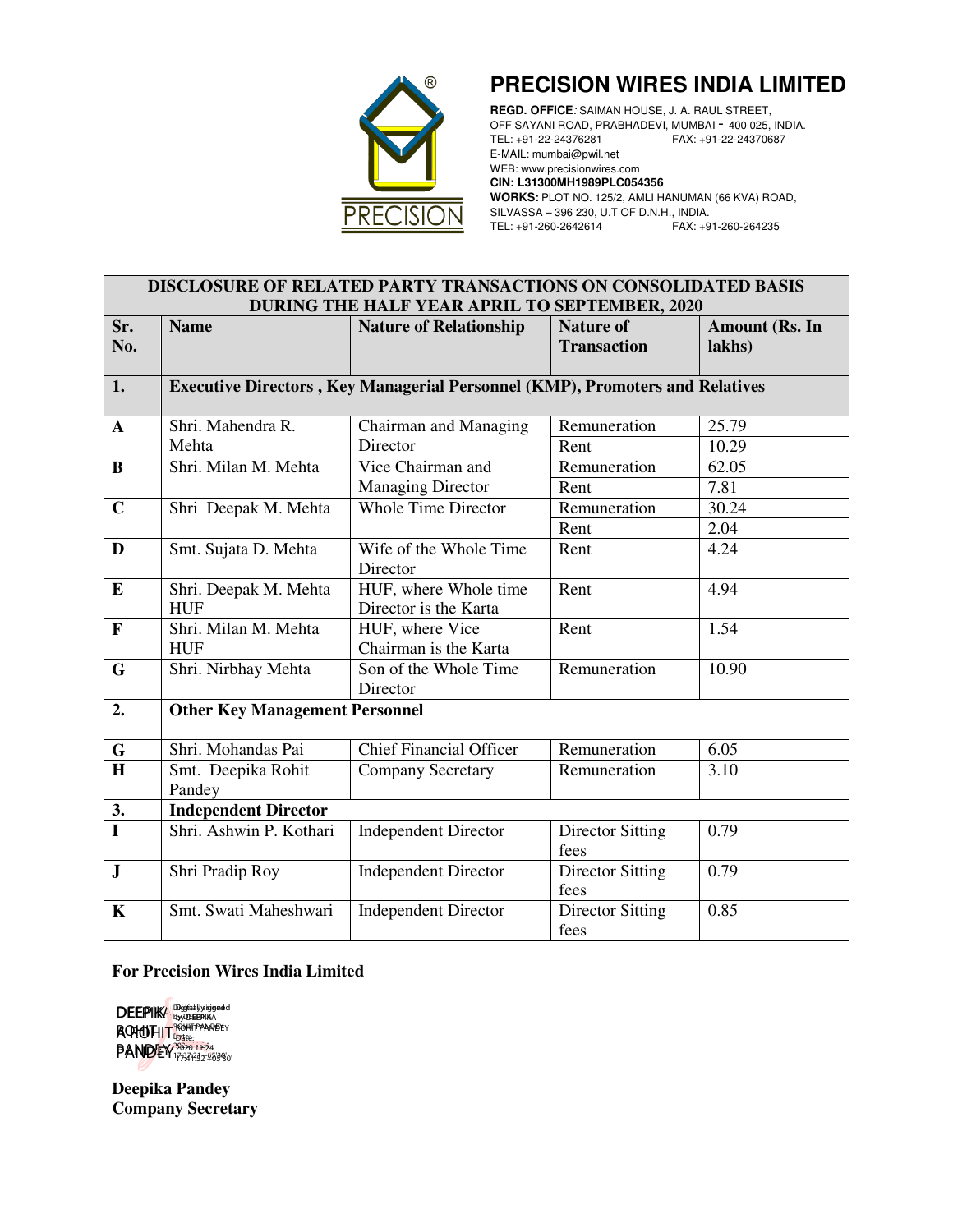# PRECISION WIRES INDIA LIMITED

**REGD. OFFICE**: SAIMAN HOUSE, J. A. RAUL STREET, OFF SAYANI ROAD, PRABHADEVI, MUMBAI - 400 025, INDIA.
TEL: +91-22-24376281 FAX: +91-22-24370687
E-MAIL: mumbai@pwil.net
WEB: www.precisionwires.com
**CIN: L31300MH1989PLC054356**
**WORKS:** PLOT NO. 125/2, AMLI HANUMAN (66 KVA) ROAD, SILVASSA – 396 230, U.T OF D.N.H., INDIA.
TEL: +91-260-2642614 FAX: +91-260-264235

**DISCLOSURE OF RELATED PARTY TRANSACTIONS ON CONSOLIDATED BASIS DURING THE HALF YEAR APRIL TO SEPTEMBER, 2020**

| Sr. No. | Name | Nature of Relationship | Nature of Transaction | Amount (Rs. In lakhs) |
|---|---|---|---|---|
| **1.** | **Executive Directors , Key Managerial Personnel (KMP), Promoters and Relatives** | | | |
| **A** | Shri. Mahendra R. Mehta | Chairman and Managing Director | Remuneration | 25.79 |
| | | | Rent | 10.29 |
| **B** | Shri. Milan M. Mehta | Vice Chairman and Managing Director | Remuneration | 62.05 |
| | | | Rent | 7.81 |
| **C** | Shri Deepak M. Mehta | Whole Time Director | Remuneration | 30.24 |
| | | | Rent | 2.04 |
| **D** | Smt. Sujata D. Mehta | Wife of the Whole Time Director | Rent | 4.24 |
| **E** | Shri. Deepak M. Mehta HUF | HUF, where Whole time Director is the Karta | Rent | 4.94 |
| **F** | Shri. Milan M. Mehta HUF | HUF, where Vice Chairman is the Karta | Rent | 1.54 |
| **G** | Shri. Nirbhay Mehta | Son of the Whole Time Director | Remuneration | 10.90 |
| **2.** | **Other Key Management Personnel** | | | |
| **G** | Shri. Mohandas Pai | Chief Financial Officer | Remuneration | 6.05 |
| **H** | Smt. Deepika Rohit Pandey | Company Secretary | Remuneration | 3.10 |
| **3.** | **Independent Director** | | | |
| **I** | Shri. Ashwin P. Kothari | Independent Director | Director Sitting fees | 0.79 |
| **J** | Shri Pradip Roy | Independent Director | Director Sitting fees | 0.79 |
| **K** | Smt. Swati Maheshwari | Independent Director | Director Sitting fees | 0.85 |

**For Precision Wires India Limited**

DEEPIKA ROHIT PANDEY Digitally signed by DEEPIKA ROHIT PANDEY Date: 2020.11.24 17:41:32 +05'30'

**Deepika Pandey**
**Company Secretary**